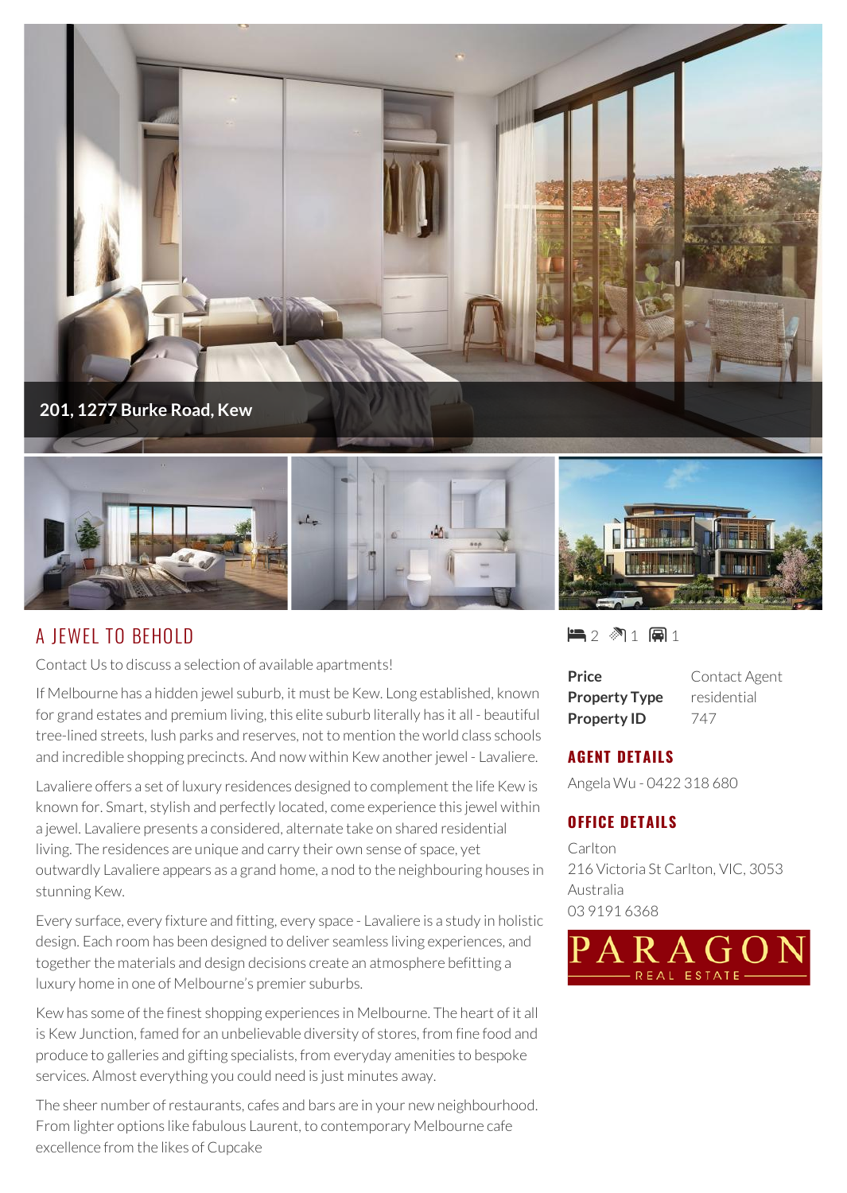**201, 1277 Burke Road, Kew**

# A JEWEL TO BEHOLD

Contact Us to discuss a selection of available apartments!

If Melbourne has a hidden jewel suburb, it must be Kew. Long established, known for grand estates and premium living, this elite suburb literally has it all - beautiful tree-lined streets, lush parks and reserves, not to mention the world class schools and incredible shopping precincts. And now within Kew another jewel - Lavaliere.

Lavaliere offers a set of luxury residences designed to complement the life Kew is known for. Smart, stylish and perfectly located, come experience this jewel within a jewel. Lavaliere presents a considered, alternate take on shared residential living. The residences are unique and carry their own sense of space, yet outwardly Lavaliere appears as a grand home, a nod to the neighbouring houses in stunning Kew.

Every surface, every fixture and fitting, every space - Lavaliere is a study in holistic design. Each room has been designed to deliver seamless living experiences, and together the materials and design decisions create an atmosphere befitting a luxury home in one of Melbourne's premier suburbs.

Kew has some of the finest shopping experiences in Melbourne. The heart of it all is Kew Junction, famed for an unbelievable diversity of stores, from fine food and produce to galleries and gifting specialists, from everyday amenities to bespoke services. Almost everything you could need is just minutes away.

The sheer number of restaurants, cafes and bars are in your new neighbourhood. From lighter options like fabulous Laurent, to contemporary Melbourne cafe excellence from the likes of Cupcake

2 1 1

| | |
|---|---|
| **Price** | Contact Agent |
| **Property Type** | residential |
| **Property ID** | 747 |

## AGENT DETAILS

Angela Wu - 0422 318 680

## OFFICE DETAILS

Carlton
216 Victoria St Carlton, VIC, 3053
Australia
03 9191 6368

PARAGON REAL ESTATE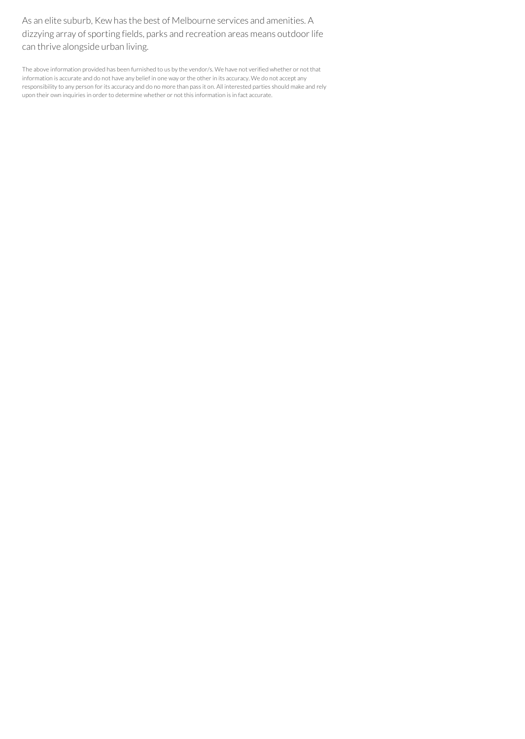As an elite suburb, Kew has the best of Melbourne services and amenities. A dizzying array of sporting fields, parks and recreation areas means outdoor life can thrive alongside urban living.

The above information provided has been furnished to us by the vendor/s. We have not verified whether or not that information is accurate and do not have any belief in one way or the other in its accuracy. We do not accept any responsibility to any person for its accuracy and do no more than pass it on. All interested parties should make and rely upon their own inquiries in order to determine whether or not this information is in fact accurate.